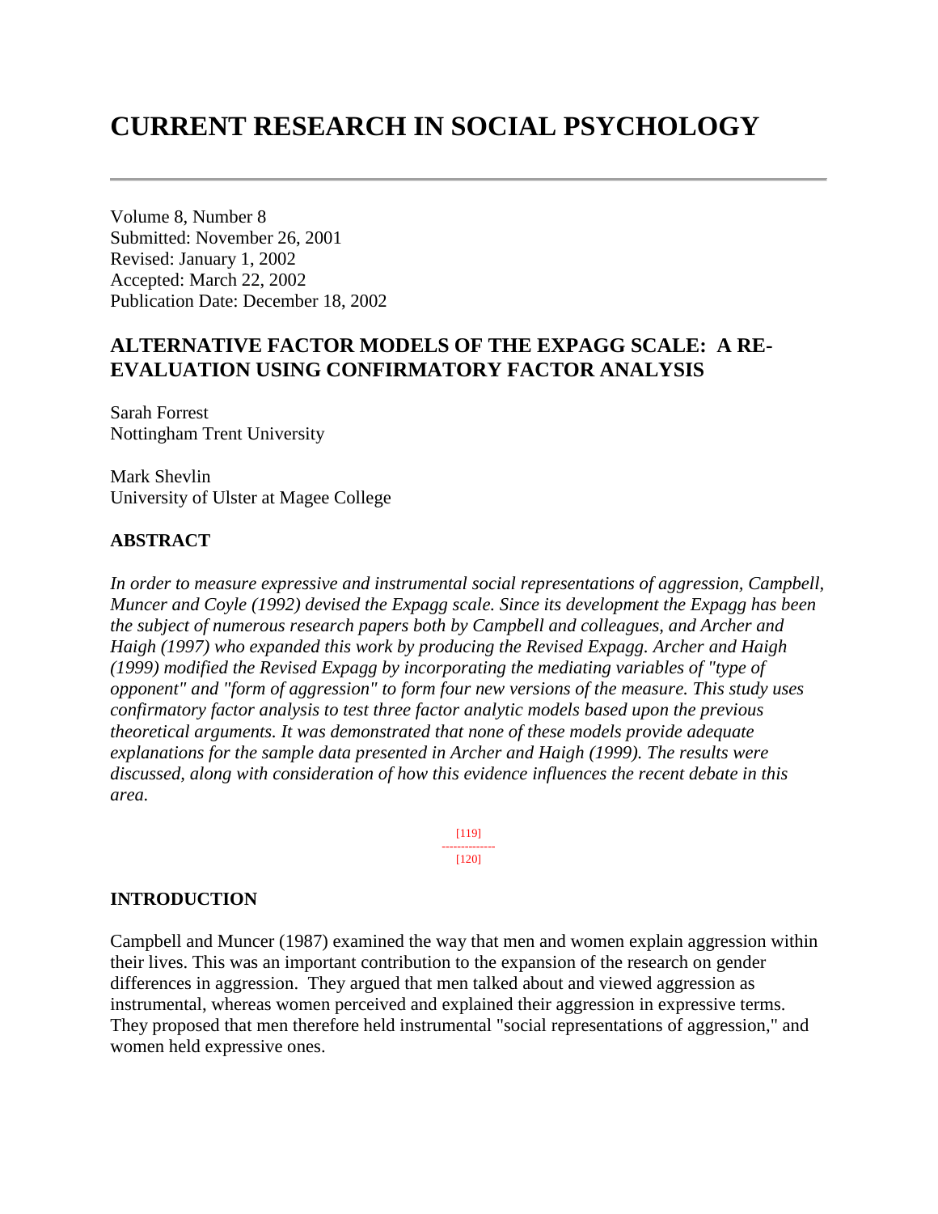# CURRENT RESEARCH IN SOCIAL PSYCHOLOGY

Volume 8, Number 8
Submitted: November 26, 2001
Revised: January 1, 2002
Accepted: March 22, 2002
Publication Date: December 18, 2002

## ALTERNATIVE FACTOR MODELS OF THE EXPAGG SCALE: A RE-EVALUATION USING CONFIRMATORY FACTOR ANALYSIS

Sarah Forrest
Nottingham Trent University

Mark Shevlin
University of Ulster at Magee College

### ABSTRACT

*In order to measure expressive and instrumental social representations of aggression, Campbell, Muncer and Coyle (1992) devised the Expagg scale. Since its development the Expagg has been the subject of numerous research papers both by Campbell and colleagues, and Archer and Haigh (1997) who expanded this work by producing the Revised Expagg. Archer and Haigh (1999) modified the Revised Expagg by incorporating the mediating variables of "type of opponent" and "form of aggression" to form four new versions of the measure. This study uses confirmatory factor analysis to test three factor analytic models based upon the previous theoretical arguments. It was demonstrated that none of these models provide adequate explanations for the sample data presented in Archer and Haigh (1999). The results were discussed, along with consideration of how this evidence influences the recent debate in this area.*

### INTRODUCTION

Campbell and Muncer (1987) examined the way that men and women explain aggression within their lives. This was an important contribution to the expansion of the research on gender differences in aggression. They argued that men talked about and viewed aggression as instrumental, whereas women perceived and explained their aggression in expressive terms. They proposed that men therefore held instrumental "social representations of aggression," and women held expressive ones.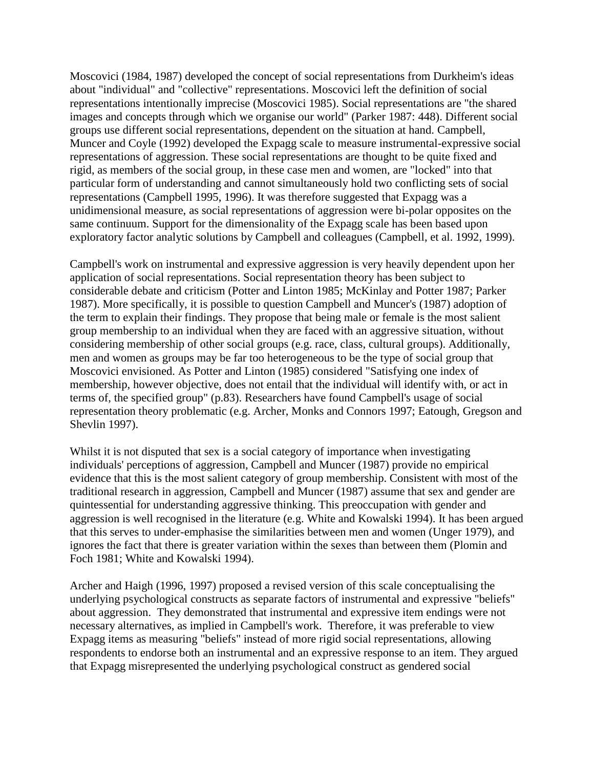Moscovici (1984, 1987) developed the concept of social representations from Durkheim's ideas about "individual" and "collective" representations. Moscovici left the definition of social representations intentionally imprecise (Moscovici 1985). Social representations are "the shared images and concepts through which we organise our world" (Parker 1987: 448). Different social groups use different social representations, dependent on the situation at hand. Campbell, Muncer and Coyle (1992) developed the Expagg scale to measure instrumental-expressive social representations of aggression. These social representations are thought to be quite fixed and rigid, as members of the social group, in these case men and women, are "locked" into that particular form of understanding and cannot simultaneously hold two conflicting sets of social representations (Campbell 1995, 1996). It was therefore suggested that Expagg was a unidimensional measure, as social representations of aggression were bi-polar opposites on the same continuum. Support for the dimensionality of the Expagg scale has been based upon exploratory factor analytic solutions by Campbell and colleagues (Campbell, et al. 1992, 1999).

Campbell's work on instrumental and expressive aggression is very heavily dependent upon her application of social representations. Social representation theory has been subject to considerable debate and criticism (Potter and Linton 1985; McKinlay and Potter 1987; Parker 1987). More specifically, it is possible to question Campbell and Muncer's (1987) adoption of the term to explain their findings. They propose that being male or female is the most salient group membership to an individual when they are faced with an aggressive situation, without considering membership of other social groups (e.g. race, class, cultural groups). Additionally, men and women as groups may be far too heterogeneous to be the type of social group that Moscovici envisioned. As Potter and Linton (1985) considered "Satisfying one index of membership, however objective, does not entail that the individual will identify with, or act in terms of, the specified group" (p.83). Researchers have found Campbell's usage of social representation theory problematic (e.g. Archer, Monks and Connors 1997; Eatough, Gregson and Shevlin 1997).

Whilst it is not disputed that sex is a social category of importance when investigating individuals' perceptions of aggression, Campbell and Muncer (1987) provide no empirical evidence that this is the most salient category of group membership. Consistent with most of the traditional research in aggression, Campbell and Muncer (1987) assume that sex and gender are quintessential for understanding aggressive thinking. This preoccupation with gender and aggression is well recognised in the literature (e.g. White and Kowalski 1994). It has been argued that this serves to under-emphasise the similarities between men and women (Unger 1979), and ignores the fact that there is greater variation within the sexes than between them (Plomin and Foch 1981; White and Kowalski 1994).

Archer and Haigh (1996, 1997) proposed a revised version of this scale conceptualising the underlying psychological constructs as separate factors of instrumental and expressive "beliefs" about aggression. They demonstrated that instrumental and expressive item endings were not necessary alternatives, as implied in Campbell's work. Therefore, it was preferable to view Expagg items as measuring "beliefs" instead of more rigid social representations, allowing respondents to endorse both an instrumental and an expressive response to an item. They argued that Expagg misrepresented the underlying psychological construct as gendered social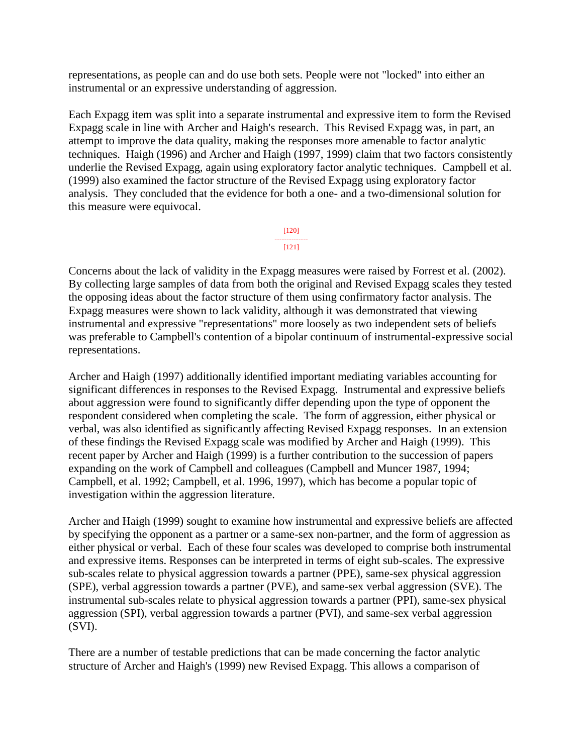representations, as people can and do use both sets. People were not "locked" into either an instrumental or an expressive understanding of aggression.

Each Expagg item was split into a separate instrumental and expressive item to form the Revised Expagg scale in line with Archer and Haigh's research. This Revised Expagg was, in part, an attempt to improve the data quality, making the responses more amenable to factor analytic techniques. Haigh (1996) and Archer and Haigh (1997, 1999) claim that two factors consistently underlie the Revised Expagg, again using exploratory factor analytic techniques. Campbell et al. (1999) also examined the factor structure of the Revised Expagg using exploratory factor analysis. They concluded that the evidence for both a one- and a two-dimensional solution for this measure were equivocal.

Concerns about the lack of validity in the Expagg measures were raised by Forrest et al. (2002). By collecting large samples of data from both the original and Revised Expagg scales they tested the opposing ideas about the factor structure of them using confirmatory factor analysis. The Expagg measures were shown to lack validity, although it was demonstrated that viewing instrumental and expressive "representations" more loosely as two independent sets of beliefs was preferable to Campbell's contention of a bipolar continuum of instrumental-expressive social representations.

Archer and Haigh (1997) additionally identified important mediating variables accounting for significant differences in responses to the Revised Expagg. Instrumental and expressive beliefs about aggression were found to significantly differ depending upon the type of opponent the respondent considered when completing the scale. The form of aggression, either physical or verbal, was also identified as significantly affecting Revised Expagg responses. In an extension of these findings the Revised Expagg scale was modified by Archer and Haigh (1999). This recent paper by Archer and Haigh (1999) is a further contribution to the succession of papers expanding on the work of Campbell and colleagues (Campbell and Muncer 1987, 1994; Campbell, et al. 1992; Campbell, et al. 1996, 1997), which has become a popular topic of investigation within the aggression literature.

Archer and Haigh (1999) sought to examine how instrumental and expressive beliefs are affected by specifying the opponent as a partner or a same-sex non-partner, and the form of aggression as either physical or verbal. Each of these four scales was developed to comprise both instrumental and expressive items. Responses can be interpreted in terms of eight sub-scales. The expressive sub-scales relate to physical aggression towards a partner (PPE), same-sex physical aggression (SPE), verbal aggression towards a partner (PVE), and same-sex verbal aggression (SVE). The instrumental sub-scales relate to physical aggression towards a partner (PPI), same-sex physical aggression (SPI), verbal aggression towards a partner (PVI), and same-sex verbal aggression (SVI).

There are a number of testable predictions that can be made concerning the factor analytic structure of Archer and Haigh's (1999) new Revised Expagg. This allows a comparison of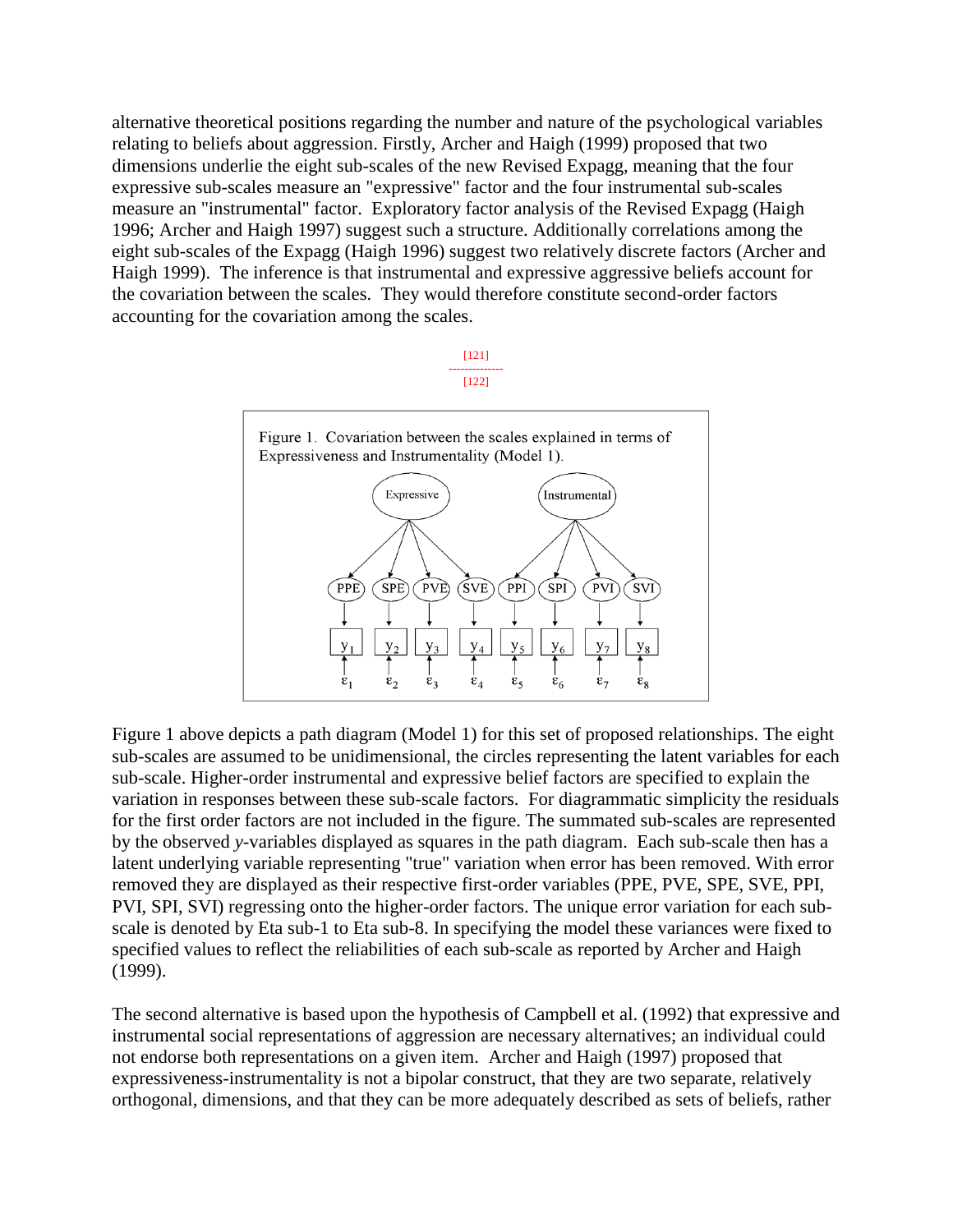alternative theoretical positions regarding the number and nature of the psychological variables relating to beliefs about aggression. Firstly, Archer and Haigh (1999) proposed that two dimensions underlie the eight sub-scales of the new Revised Expagg, meaning that the four expressive sub-scales measure an "expressive" factor and the four instrumental sub-scales measure an "instrumental" factor. Exploratory factor analysis of the Revised Expagg (Haigh 1996; Archer and Haigh 1997) suggest such a structure. Additionally correlations among the eight sub-scales of the Expagg (Haigh 1996) suggest two relatively discrete factors (Archer and Haigh 1999). The inference is that instrumental and expressive aggressive beliefs account for the covariation between the scales. They would therefore constitute second-order factors accounting for the covariation among the scales.

[121]
--------------
[122]

Figure 1. Covariation between the scales explained in terms of Expressiveness and Instrumentality (Model 1).

Figure 1 above depicts a path diagram (Model 1) for this set of proposed relationships. The eight sub-scales are assumed to be unidimensional, the circles representing the latent variables for each sub-scale. Higher-order instrumental and expressive belief factors are specified to explain the variation in responses between these sub-scale factors. For diagrammatic simplicity the residuals for the first order factors are not included in the figure. The summated sub-scales are represented by the observed *y*-variables displayed as squares in the path diagram. Each sub-scale then has a latent underlying variable representing "true" variation when error has been removed. With error removed they are displayed as their respective first-order variables (PPE, PVE, SPE, SVE, PPI, PVI, SPI, SVI) regressing onto the higher-order factors. The unique error variation for each sub-scale is denoted by Eta sub-1 to Eta sub-8. In specifying the model these variances were fixed to specified values to reflect the reliabilities of each sub-scale as reported by Archer and Haigh (1999).

The second alternative is based upon the hypothesis of Campbell et al. (1992) that expressive and instrumental social representations of aggression are necessary alternatives; an individual could not endorse both representations on a given item. Archer and Haigh (1997) proposed that expressiveness-instrumentality is not a bipolar construct, that they are two separate, relatively orthogonal, dimensions, and that they can be more adequately described as sets of beliefs, rather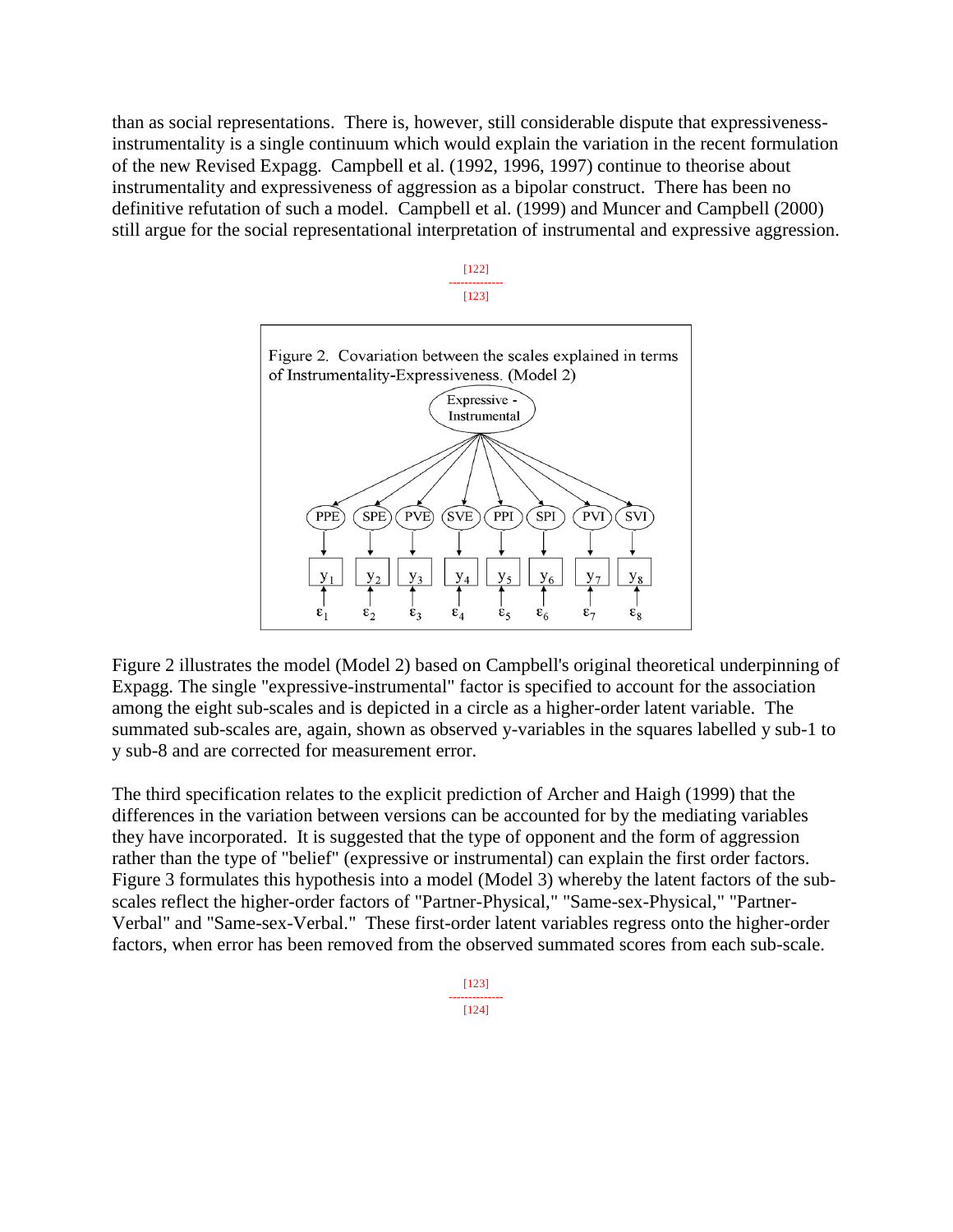than as social representations. There is, however, still considerable dispute that expressiveness-instrumentality is a single continuum which would explain the variation in the recent formulation of the new Revised Expagg. Campbell et al. (1992, 1996, 1997) continue to theorise about instrumentality and expressiveness of aggression as a bipolar construct. There has been no definitive refutation of such a model. Campbell et al. (1999) and Muncer and Campbell (2000) still argue for the social representational interpretation of instrumental and expressive aggression.

[122]
--------------
[123]

Figure 2. Covariation between the scales explained in terms of Instrumentality-Expressiveness. (Model 2)

Figure 2 illustrates the model (Model 2) based on Campbell's original theoretical underpinning of Expagg. The single "expressive-instrumental" factor is specified to account for the association among the eight sub-scales and is depicted in a circle as a higher-order latent variable. The summated sub-scales are, again, shown as observed y-variables in the squares labelled y sub-1 to y sub-8 and are corrected for measurement error.

The third specification relates to the explicit prediction of Archer and Haigh (1999) that the differences in the variation between versions can be accounted for by the mediating variables they have incorporated. It is suggested that the type of opponent and the form of aggression rather than the type of "belief" (expressive or instrumental) can explain the first order factors. Figure 3 formulates this hypothesis into a model (Model 3) whereby the latent factors of the sub-scales reflect the higher-order factors of "Partner-Physical," "Same-sex-Physical," "Partner-Verbal" and "Same-sex-Verbal." These first-order latent variables regress onto the higher-order factors, when error has been removed from the observed summated scores from each sub-scale.

[123]
--------------
[124]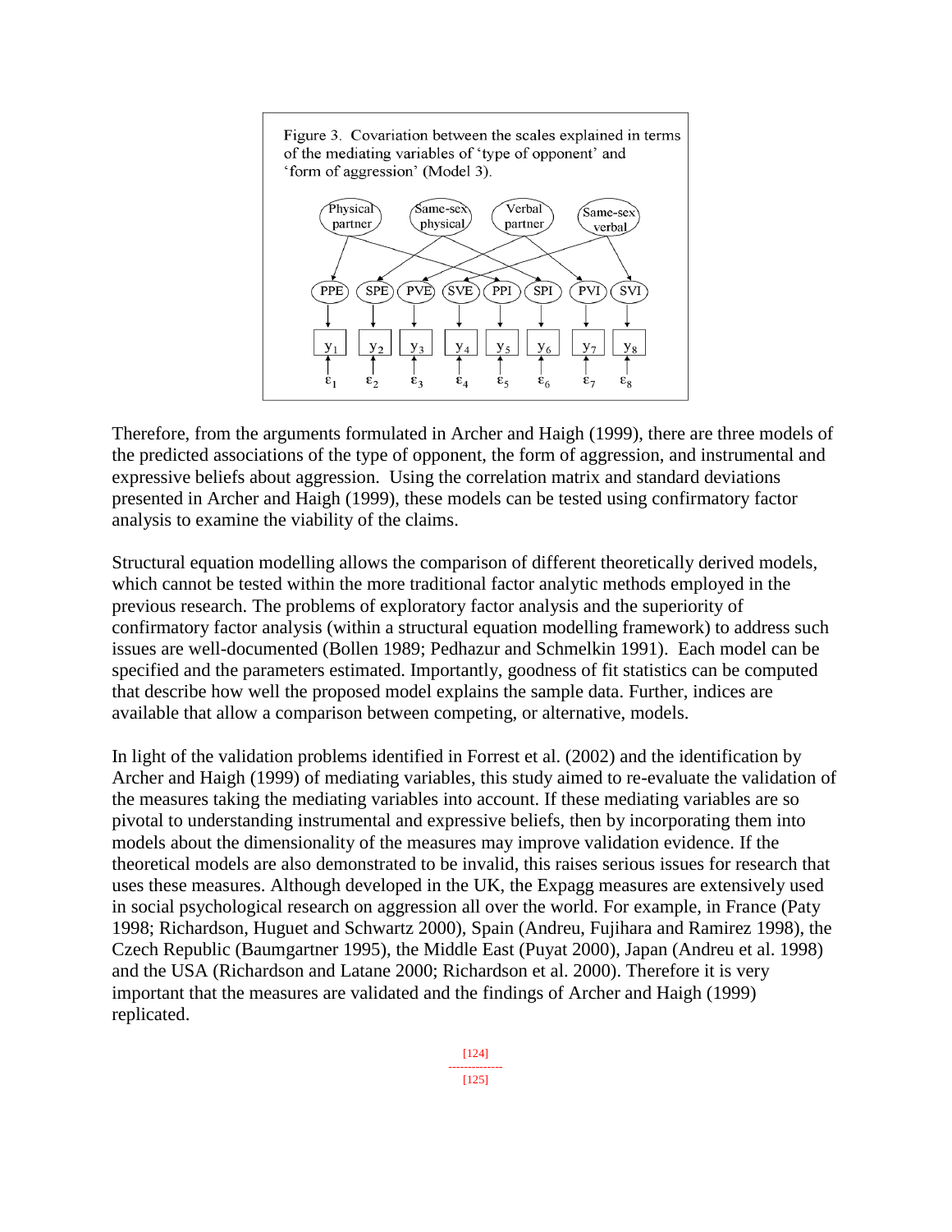Figure 3. Covariation between the scales explained in terms of the mediating variables of 'type of opponent' and 'form of aggression' (Model 3).

Therefore, from the arguments formulated in Archer and Haigh (1999), there are three models of the predicted associations of the type of opponent, the form of aggression, and instrumental and expressive beliefs about aggression. Using the correlation matrix and standard deviations presented in Archer and Haigh (1999), these models can be tested using confirmatory factor analysis to examine the viability of the claims.

Structural equation modelling allows the comparison of different theoretically derived models, which cannot be tested within the more traditional factor analytic methods employed in the previous research. The problems of exploratory factor analysis and the superiority of confirmatory factor analysis (within a structural equation modelling framework) to address such issues are well-documented (Bollen 1989; Pedhazur and Schmelkin 1991). Each model can be specified and the parameters estimated. Importantly, goodness of fit statistics can be computed that describe how well the proposed model explains the sample data. Further, indices are available that allow a comparison between competing, or alternative, models.

In light of the validation problems identified in Forrest et al. (2002) and the identification by Archer and Haigh (1999) of mediating variables, this study aimed to re-evaluate the validation of the measures taking the mediating variables into account. If these mediating variables are so pivotal to understanding instrumental and expressive beliefs, then by incorporating them into models about the dimensionality of the measures may improve validation evidence. If the theoretical models are also demonstrated to be invalid, this raises serious issues for research that uses these measures. Although developed in the UK, the Expagg measures are extensively used in social psychological research on aggression all over the world. For example, in France (Paty 1998; Richardson, Huguet and Schwartz 2000), Spain (Andreu, Fujihara and Ramirez 1998), the Czech Republic (Baumgartner 1995), the Middle East (Puyat 2000), Japan (Andreu et al. 1998) and the USA (Richardson and Latane 2000; Richardson et al. 2000). Therefore it is very important that the measures are validated and the findings of Archer and Haigh (1999) replicated.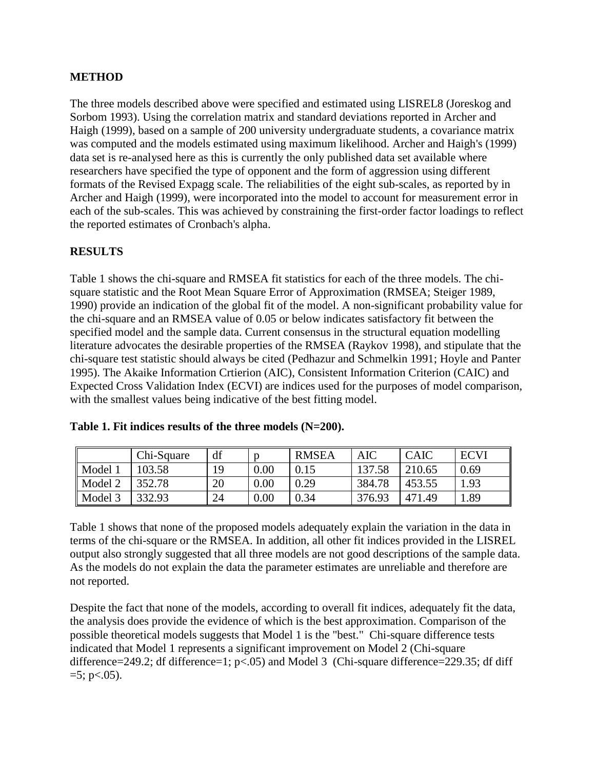## METHOD

The three models described above were specified and estimated using LISREL8 (Joreskog and Sorbom 1993). Using the correlation matrix and standard deviations reported in Archer and Haigh (1999), based on a sample of 200 university undergraduate students, a covariance matrix was computed and the models estimated using maximum likelihood. Archer and Haigh's (1999) data set is re-analysed here as this is currently the only published data set available where researchers have specified the type of opponent and the form of aggression using different formats of the Revised Expagg scale. The reliabilities of the eight sub-scales, as reported by in Archer and Haigh (1999), were incorporated into the model to account for measurement error in each of the sub-scales. This was achieved by constraining the first-order factor loadings to reflect the reported estimates of Cronbach's alpha.

## RESULTS

Table 1 shows the chi-square and RMSEA fit statistics for each of the three models. The chi-square statistic and the Root Mean Square Error of Approximation (RMSEA; Steiger 1989, 1990) provide an indication of the global fit of the model. A non-significant probability value for the chi-square and an RMSEA value of 0.05 or below indicates satisfactory fit between the specified model and the sample data. Current consensus in the structural equation modelling literature advocates the desirable properties of the RMSEA (Raykov 1998), and stipulate that the chi-square test statistic should always be cited (Pedhazur and Schmelkin 1991; Hoyle and Panter 1995). The Akaike Information Crtierion (AIC), Consistent Information Criterion (CAIC) and Expected Cross Validation Index (ECVI) are indices used for the purposes of model comparison, with the smallest values being indicative of the best fitting model.

**Table 1. Fit indices results of the three models (N=200).**

| | Chi-Square | df | p | RMSEA | AIC | CAIC | ECVI |
|---|---|---|---|---|---|---|---|
| Model 1 | 103.58 | 19 | 0.00 | 0.15 | 137.58 | 210.65 | 0.69 |
| Model 2 | 352.78 | 20 | 0.00 | 0.29 | 384.78 | 453.55 | 1.93 |
| Model 3 | 332.93 | 24 | 0.00 | 0.34 | 376.93 | 471.49 | 1.89 |

Table 1 shows that none of the proposed models adequately explain the variation in the data in terms of the chi-square or the RMSEA. In addition, all other fit indices provided in the LISREL output also strongly suggested that all three models are not good descriptions of the sample data. As the models do not explain the data the parameter estimates are unreliable and therefore are not reported.

Despite the fact that none of the models, according to overall fit indices, adequately fit the data, the analysis does provide the evidence of which is the best approximation. Comparison of the possible theoretical models suggests that Model 1 is the "best." Chi-square difference tests indicated that Model 1 represents a significant improvement on Model 2 (Chi-square difference=249.2; df difference=1; $p<.05$) and Model 3 (Chi-square difference=229.35; df diff =5; $p<.05$).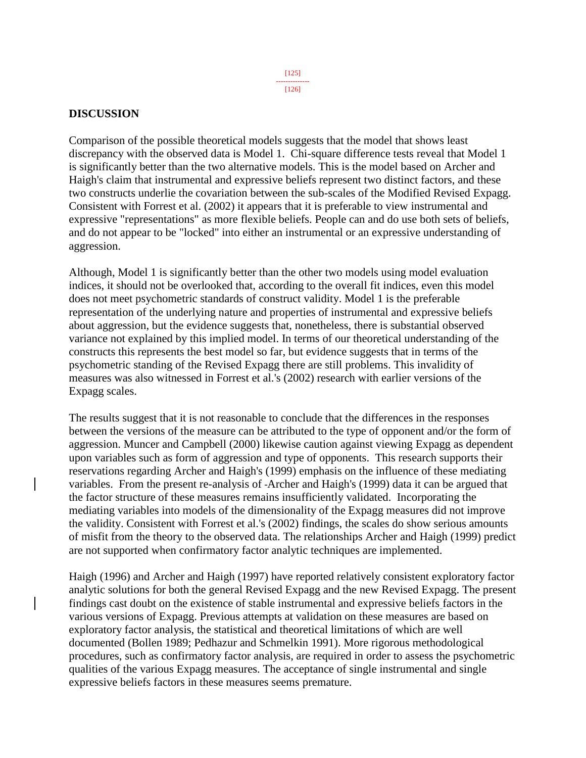## DISCUSSION

Comparison of the possible theoretical models suggests that the model that shows least discrepancy with the observed data is Model 1. Chi-square difference tests reveal that Model 1 is significantly better than the two alternative models. This is the model based on Archer and Haigh's claim that instrumental and expressive beliefs represent two distinct factors, and these two constructs underlie the covariation between the sub-scales of the Modified Revised Expagg. Consistent with Forrest et al. (2002) it appears that it is preferable to view instrumental and expressive "representations" as more flexible beliefs. People can and do use both sets of beliefs, and do not appear to be "locked" into either an instrumental or an expressive understanding of aggression.

Although, Model 1 is significantly better than the other two models using model evaluation indices, it should not be overlooked that, according to the overall fit indices, even this model does not meet psychometric standards of construct validity. Model 1 is the preferable representation of the underlying nature and properties of instrumental and expressive beliefs about aggression, but the evidence suggests that, nonetheless, there is substantial observed variance not explained by this implied model. In terms of our theoretical understanding of the constructs this represents the best model so far, but evidence suggests that in terms of the psychometric standing of the Revised Expagg there are still problems. This invalidity of measures was also witnessed in Forrest et al.'s (2002) research with earlier versions of the Expagg scales.

The results suggest that it is not reasonable to conclude that the differences in the responses between the versions of the measure can be attributed to the type of opponent and/or the form of aggression. Muncer and Campbell (2000) likewise caution against viewing Expagg as dependent upon variables such as form of aggression and type of opponents. This research supports their reservations regarding Archer and Haigh's (1999) emphasis on the influence of these mediating variables. From the present re-analysis of Archer and Haigh's (1999) data it can be argued that the factor structure of these measures remains insufficiently validated. Incorporating the mediating variables into models of the dimensionality of the Expagg measures did not improve the validity. Consistent with Forrest et al.'s (2002) findings, the scales do show serious amounts of misfit from the theory to the observed data. The relationships Archer and Haigh (1999) predict are not supported when confirmatory factor analytic techniques are implemented.

Haigh (1996) and Archer and Haigh (1997) have reported relatively consistent exploratory factor analytic solutions for both the general Revised Expagg and the new Revised Expagg. The present findings cast doubt on the existence of stable instrumental and expressive beliefs factors in the various versions of Expagg. Previous attempts at validation on these measures are based on exploratory factor analysis, the statistical and theoretical limitations of which are well documented (Bollen 1989; Pedhazur and Schmelkin 1991). More rigorous methodological procedures, such as confirmatory factor analysis, are required in order to assess the psychometric qualities of the various Expagg measures. The acceptance of single instrumental and single expressive beliefs factors in these measures seems premature.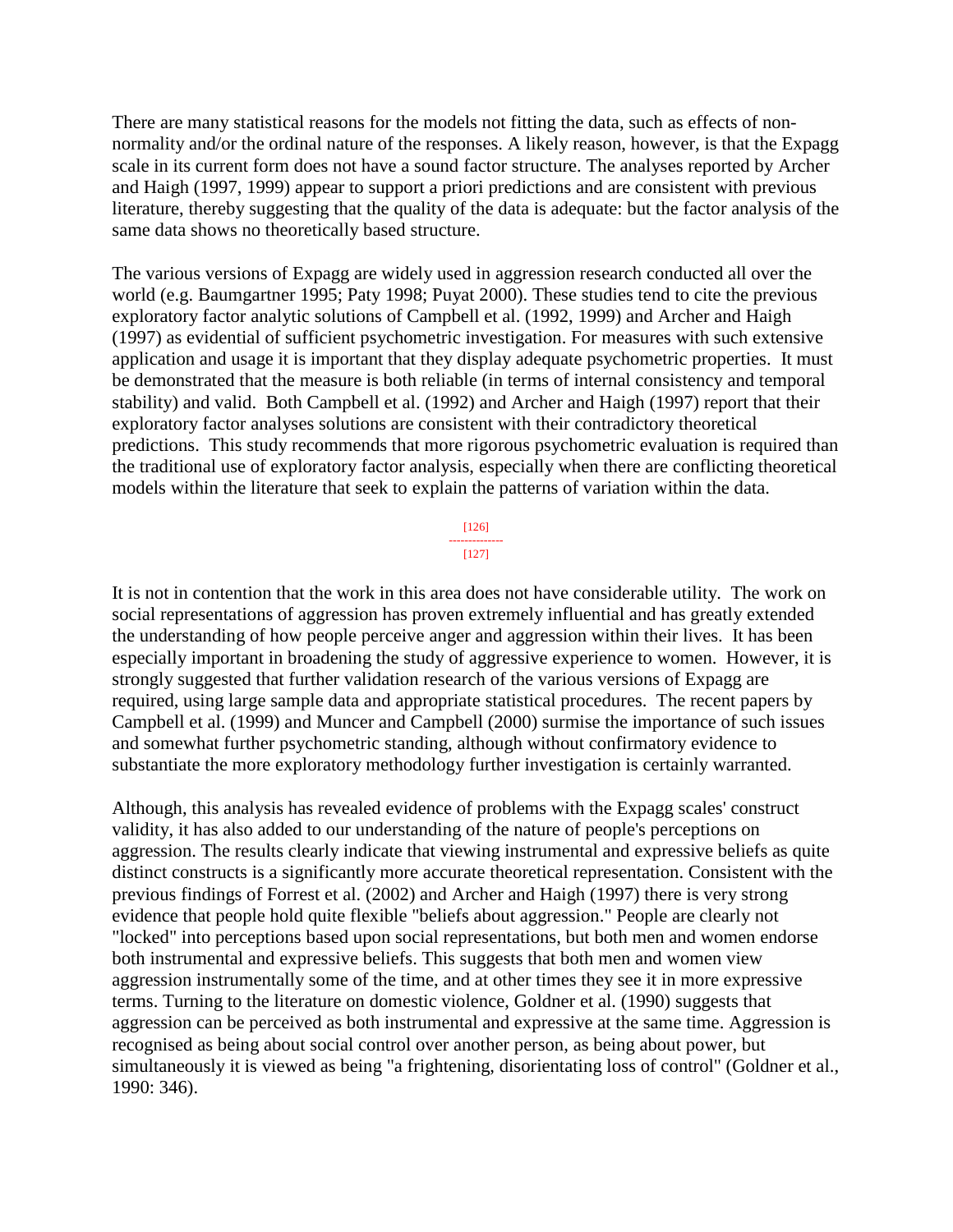There are many statistical reasons for the models not fitting the data, such as effects of non-normality and/or the ordinal nature of the responses. A likely reason, however, is that the Expagg scale in its current form does not have a sound factor structure. The analyses reported by Archer and Haigh (1997, 1999) appear to support a priori predictions and are consistent with previous literature, thereby suggesting that the quality of the data is adequate: but the factor analysis of the same data shows no theoretically based structure.

The various versions of Expagg are widely used in aggression research conducted all over the world (e.g. Baumgartner 1995; Paty 1998; Puyat 2000). These studies tend to cite the previous exploratory factor analytic solutions of Campbell et al. (1992, 1999) and Archer and Haigh (1997) as evidential of sufficient psychometric investigation. For measures with such extensive application and usage it is important that they display adequate psychometric properties. It must be demonstrated that the measure is both reliable (in terms of internal consistency and temporal stability) and valid. Both Campbell et al. (1992) and Archer and Haigh (1997) report that their exploratory factor analyses solutions are consistent with their contradictory theoretical predictions. This study recommends that more rigorous psychometric evaluation is required than the traditional use of exploratory factor analysis, especially when there are conflicting theoretical models within the literature that seek to explain the patterns of variation within the data.

It is not in contention that the work in this area does not have considerable utility. The work on social representations of aggression has proven extremely influential and has greatly extended the understanding of how people perceive anger and aggression within their lives. It has been especially important in broadening the study of aggressive experience to women. However, it is strongly suggested that further validation research of the various versions of Expagg are required, using large sample data and appropriate statistical procedures. The recent papers by Campbell et al. (1999) and Muncer and Campbell (2000) surmise the importance of such issues and somewhat further psychometric standing, although without confirmatory evidence to substantiate the more exploratory methodology further investigation is certainly warranted.

Although, this analysis has revealed evidence of problems with the Expagg scales' construct validity, it has also added to our understanding of the nature of people's perceptions on aggression. The results clearly indicate that viewing instrumental and expressive beliefs as quite distinct constructs is a significantly more accurate theoretical representation. Consistent with the previous findings of Forrest et al. (2002) and Archer and Haigh (1997) there is very strong evidence that people hold quite flexible "beliefs about aggression." People are clearly not "locked" into perceptions based upon social representations, but both men and women endorse both instrumental and expressive beliefs. This suggests that both men and women view aggression instrumentally some of the time, and at other times they see it in more expressive terms. Turning to the literature on domestic violence, Goldner et al. (1990) suggests that aggression can be perceived as both instrumental and expressive at the same time. Aggression is recognised as being about social control over another person, as being about power, but simultaneously it is viewed as being "a frightening, disorientating loss of control" (Goldner et al., 1990: 346).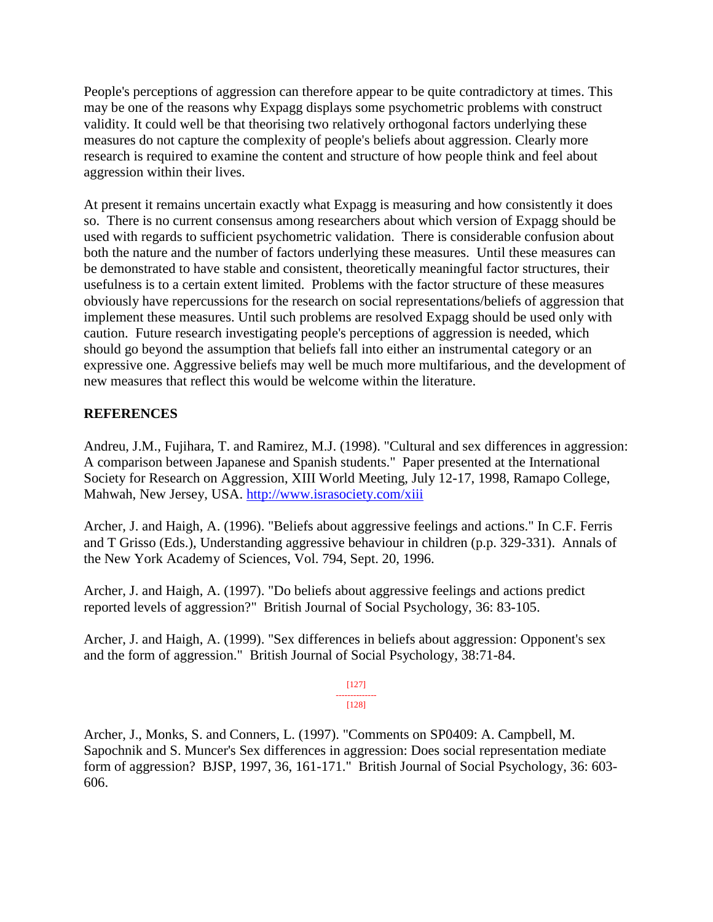People's perceptions of aggression can therefore appear to be quite contradictory at times. This may be one of the reasons why Expagg displays some psychometric problems with construct validity. It could well be that theorising two relatively orthogonal factors underlying these measures do not capture the complexity of people's beliefs about aggression. Clearly more research is required to examine the content and structure of how people think and feel about aggression within their lives.

At present it remains uncertain exactly what Expagg is measuring and how consistently it does so. There is no current consensus among researchers about which version of Expagg should be used with regards to sufficient psychometric validation. There is considerable confusion about both the nature and the number of factors underlying these measures. Until these measures can be demonstrated to have stable and consistent, theoretically meaningful factor structures, their usefulness is to a certain extent limited. Problems with the factor structure of these measures obviously have repercussions for the research on social representations/beliefs of aggression that implement these measures. Until such problems are resolved Expagg should be used only with caution. Future research investigating people's perceptions of aggression is needed, which should go beyond the assumption that beliefs fall into either an instrumental category or an expressive one. Aggressive beliefs may well be much more multifarious, and the development of new measures that reflect this would be welcome within the literature.

## REFERENCES

Andreu, J.M., Fujihara, T. and Ramirez, M.J. (1998). "Cultural and sex differences in aggression: A comparison between Japanese and Spanish students." Paper presented at the International Society for Research on Aggression, XIII World Meeting, July 12-17, 1998, Ramapo College, Mahwah, New Jersey, USA. http://www.israsociety.com/xiii

Archer, J. and Haigh, A. (1996). "Beliefs about aggressive feelings and actions." In C.F. Ferris and T Grisso (Eds.), Understanding aggressive behaviour in children (p.p. 329-331). Annals of the New York Academy of Sciences, Vol. 794, Sept. 20, 1996.

Archer, J. and Haigh, A. (1997). "Do beliefs about aggressive feelings and actions predict reported levels of aggression?" British Journal of Social Psychology, 36: 83-105.

Archer, J. and Haigh, A. (1999). "Sex differences in beliefs about aggression: Opponent's sex and the form of aggression." British Journal of Social Psychology, 38:71-84.

Archer, J., Monks, S. and Conners, L. (1997). "Comments on SP0409: A. Campbell, M. Sapochnik and S. Muncer's Sex differences in aggression: Does social representation mediate form of aggression? BJSP, 1997, 36, 161-171." British Journal of Social Psychology, 36: 603-606.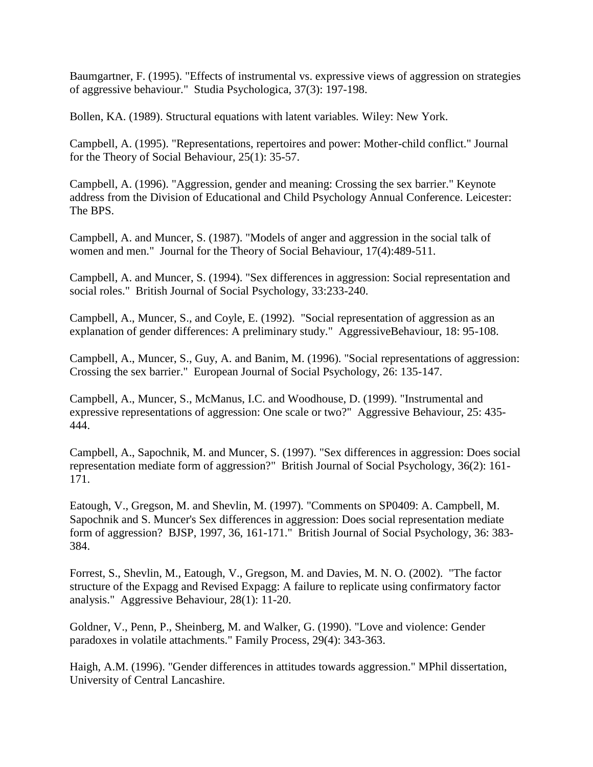Baumgartner, F. (1995). "Effects of instrumental vs. expressive views of aggression on strategies of aggressive behaviour." Studia Psychologica, 37(3): 197-198.

Bollen, KA. (1989). Structural equations with latent variables. Wiley: New York.

Campbell, A. (1995). "Representations, repertoires and power: Mother-child conflict." Journal for the Theory of Social Behaviour, 25(1): 35-57.

Campbell, A. (1996). "Aggression, gender and meaning: Crossing the sex barrier." Keynote address from the Division of Educational and Child Psychology Annual Conference. Leicester: The BPS.

Campbell, A. and Muncer, S. (1987). "Models of anger and aggression in the social talk of women and men." Journal for the Theory of Social Behaviour, 17(4):489-511.

Campbell, A. and Muncer, S. (1994). "Sex differences in aggression: Social representation and social roles." British Journal of Social Psychology, 33:233-240.

Campbell, A., Muncer, S., and Coyle, E. (1992). "Social representation of aggression as an explanation of gender differences: A preliminary study." AggressiveBehaviour, 18: 95-108.

Campbell, A., Muncer, S., Guy, A. and Banim, M. (1996). "Social representations of aggression: Crossing the sex barrier." European Journal of Social Psychology, 26: 135-147.

Campbell, A., Muncer, S., McManus, I.C. and Woodhouse, D. (1999). "Instrumental and expressive representations of aggression: One scale or two?" Aggressive Behaviour, 25: 435-444.

Campbell, A., Sapochnik, M. and Muncer, S. (1997). "Sex differences in aggression: Does social representation mediate form of aggression?" British Journal of Social Psychology, 36(2): 161-171.

Eatough, V., Gregson, M. and Shevlin, M. (1997). "Comments on SP0409: A. Campbell, M. Sapochnik and S. Muncer's Sex differences in aggression: Does social representation mediate form of aggression? BJSP, 1997, 36, 161-171." British Journal of Social Psychology, 36: 383-384.

Forrest, S., Shevlin, M., Eatough, V., Gregson, M. and Davies, M. N. O. (2002). "The factor structure of the Expagg and Revised Expagg: A failure to replicate using confirmatory factor analysis." Aggressive Behaviour, 28(1): 11-20.

Goldner, V., Penn, P., Sheinberg, M. and Walker, G. (1990). "Love and violence: Gender paradoxes in volatile attachments." Family Process, 29(4): 343-363.

Haigh, A.M. (1996). "Gender differences in attitudes towards aggression." MPhil dissertation, University of Central Lancashire.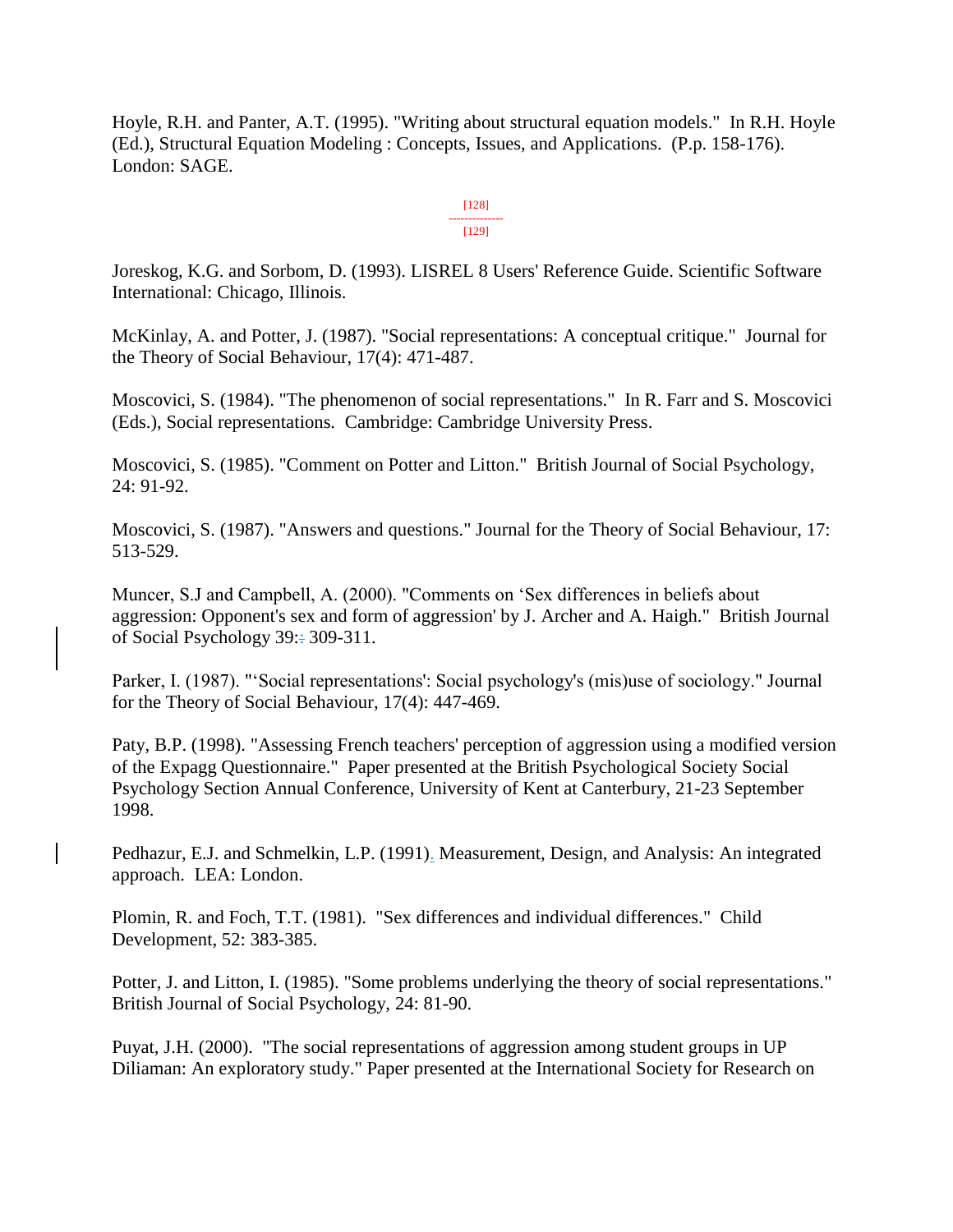Hoyle, R.H. and Panter, A.T. (1995). "Writing about structural equation models." In R.H. Hoyle (Ed.), Structural Equation Modeling : Concepts, Issues, and Applications. (P.p. 158-176). London: SAGE.

Joreskog, K.G. and Sorbom, D. (1993). LISREL 8 Users' Reference Guide. Scientific Software International: Chicago, Illinois.

McKinlay, A. and Potter, J. (1987). "Social representations: A conceptual critique." Journal for the Theory of Social Behaviour, 17(4): 471-487.

Moscovici, S. (1984). "The phenomenon of social representations." In R. Farr and S. Moscovici (Eds.), Social representations. Cambridge: Cambridge University Press.

Moscovici, S. (1985). "Comment on Potter and Litton." British Journal of Social Psychology, 24: 91-92.

Moscovici, S. (1987). "Answers and questions." Journal for the Theory of Social Behaviour, 17: 513-529.

Muncer, S.J and Campbell, A. (2000). "Comments on 'Sex differences in beliefs about aggression: Opponent's sex and form of aggression' by J. Archer and A. Haigh." British Journal of Social Psychology 39: 309-311.

Parker, I. (1987). "'Social representations': Social psychology's (mis)use of sociology." Journal for the Theory of Social Behaviour, 17(4): 447-469.

Paty, B.P. (1998). "Assessing French teachers' perception of aggression using a modified version of the Expagg Questionnaire." Paper presented at the British Psychological Society Social Psychology Section Annual Conference, University of Kent at Canterbury, 21-23 September 1998.

Pedhazur, E.J. and Schmelkin, L.P. (1991). Measurement, Design, and Analysis: An integrated approach. LEA: London.

Plomin, R. and Foch, T.T. (1981). "Sex differences and individual differences." Child Development, 52: 383-385.

Potter, J. and Litton, I. (1985). "Some problems underlying the theory of social representations." British Journal of Social Psychology, 24: 81-90.

Puyat, J.H. (2000). "The social representations of aggression among student groups in UP Diliaman: An exploratory study." Paper presented at the International Society for Research on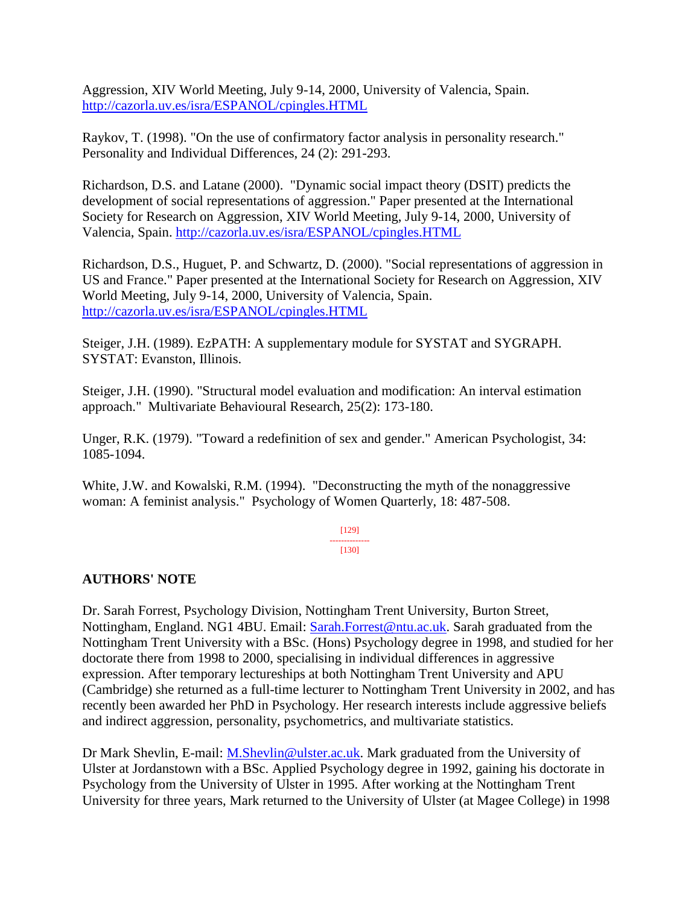Aggression, XIV World Meeting, July 9-14, 2000, University of Valencia, Spain. http://cazorla.uv.es/isra/ESPANOL/cpingles.HTML

Raykov, T. (1998). "On the use of confirmatory factor analysis in personality research." Personality and Individual Differences, 24 (2): 291-293.

Richardson, D.S. and Latane (2000). "Dynamic social impact theory (DSIT) predicts the development of social representations of aggression." Paper presented at the International Society for Research on Aggression, XIV World Meeting, July 9-14, 2000, University of Valencia, Spain. http://cazorla.uv.es/isra/ESPANOL/cpingles.HTML

Richardson, D.S., Huguet, P. and Schwartz, D. (2000). "Social representations of aggression in US and France." Paper presented at the International Society for Research on Aggression, XIV World Meeting, July 9-14, 2000, University of Valencia, Spain. http://cazorla.uv.es/isra/ESPANOL/cpingles.HTML

Steiger, J.H. (1989). EzPATH: A supplementary module for SYSTAT and SYGRAPH. SYSTAT: Evanston, Illinois.

Steiger, J.H. (1990). "Structural model evaluation and modification: An interval estimation approach." Multivariate Behavioural Research, 25(2): 173-180.

Unger, R.K. (1979). "Toward a redefinition of sex and gender." American Psychologist, 34: 1085-1094.

White, J.W. and Kowalski, R.M. (1994). "Deconstructing the myth of the nonaggressive woman: A feminist analysis." Psychology of Women Quarterly, 18: 487-508.

[129]
--------------
[130]

**AUTHORS' NOTE**

Dr. Sarah Forrest, Psychology Division, Nottingham Trent University, Burton Street, Nottingham, England. NG1 4BU. Email: Sarah.Forrest@ntu.ac.uk. Sarah graduated from the Nottingham Trent University with a BSc. (Hons) Psychology degree in 1998, and studied for her doctorate there from 1998 to 2000, specialising in individual differences in aggressive expression. After temporary lectureships at both Nottingham Trent University and APU (Cambridge) she returned as a full-time lecturer to Nottingham Trent University in 2002, and has recently been awarded her PhD in Psychology. Her research interests include aggressive beliefs and indirect aggression, personality, psychometrics, and multivariate statistics.

Dr Mark Shevlin, E-mail: M.Shevlin@ulster.ac.uk. Mark graduated from the University of Ulster at Jordanstown with a BSc. Applied Psychology degree in 1992, gaining his doctorate in Psychology from the University of Ulster in 1995. After working at the Nottingham Trent University for three years, Mark returned to the University of Ulster (at Magee College) in 1998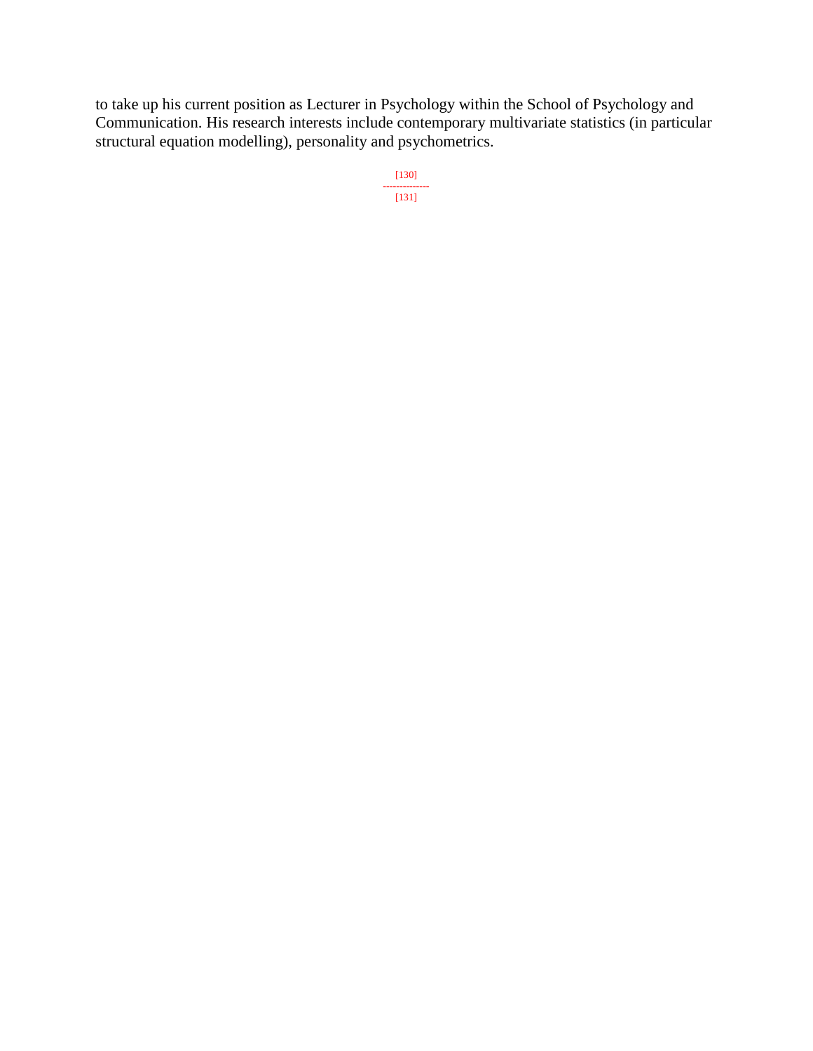to take up his current position as Lecturer in Psychology within the School of Psychology and Communication. His research interests include contemporary multivariate statistics (in particular structural equation modelling), personality and psychometrics.